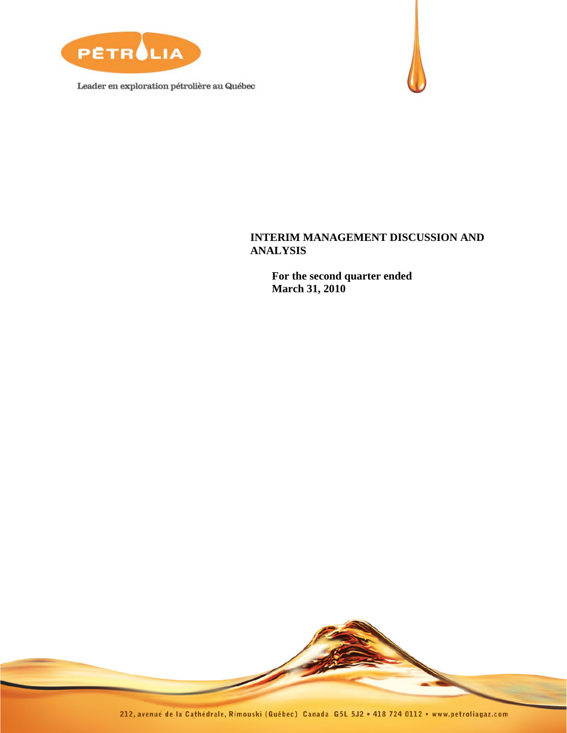PÉTROLIA

Leader en exploration pétrolière au Québec

# INTERIM MANAGEMENT DISCUSSION AND ANALYSIS

**For the second quarter ended March 31, 2010**

212, avenue de la Cathédrale, Rimouski (Québec) Canada G5L 5J2 • 418 724 0112 • www.petroliagaz.com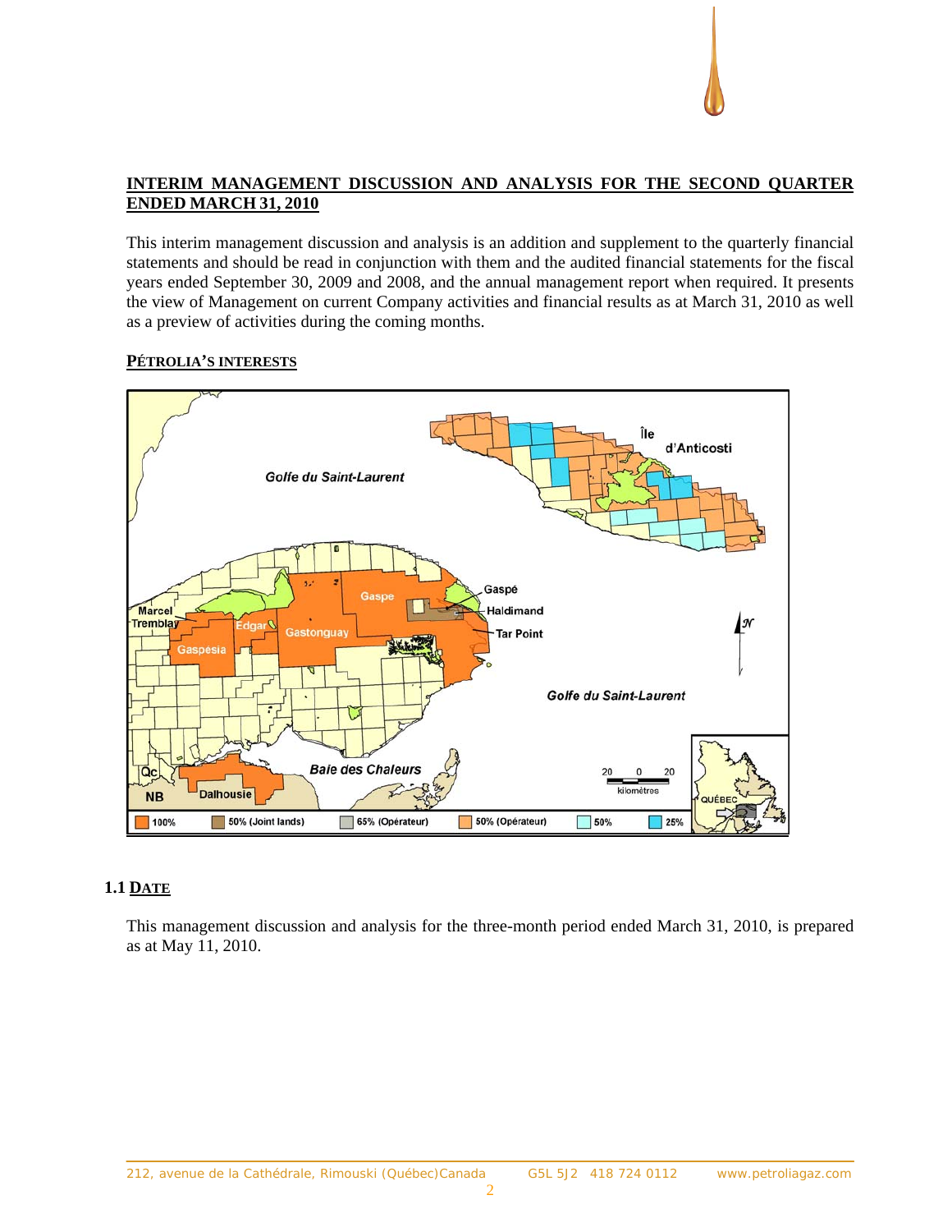## INTERIM MANAGEMENT DISCUSSION AND ANALYSIS FOR THE SECOND QUARTER ENDED MARCH 31, 2010

This interim management discussion and analysis is an addition and supplement to the quarterly financial statements and should be read in conjunction with them and the audited financial statements for the fiscal years ended September 30, 2009 and 2008, and the annual management report when required. It presents the view of Management on current Company activities and financial results as at March 31, 2010 as well as a preview of activities during the coming months.

### PÉTROLIA'S INTERESTS

### 1.1 DATE

This management discussion and analysis for the three-month period ended March 31, 2010, is prepared as at May 11, 2010.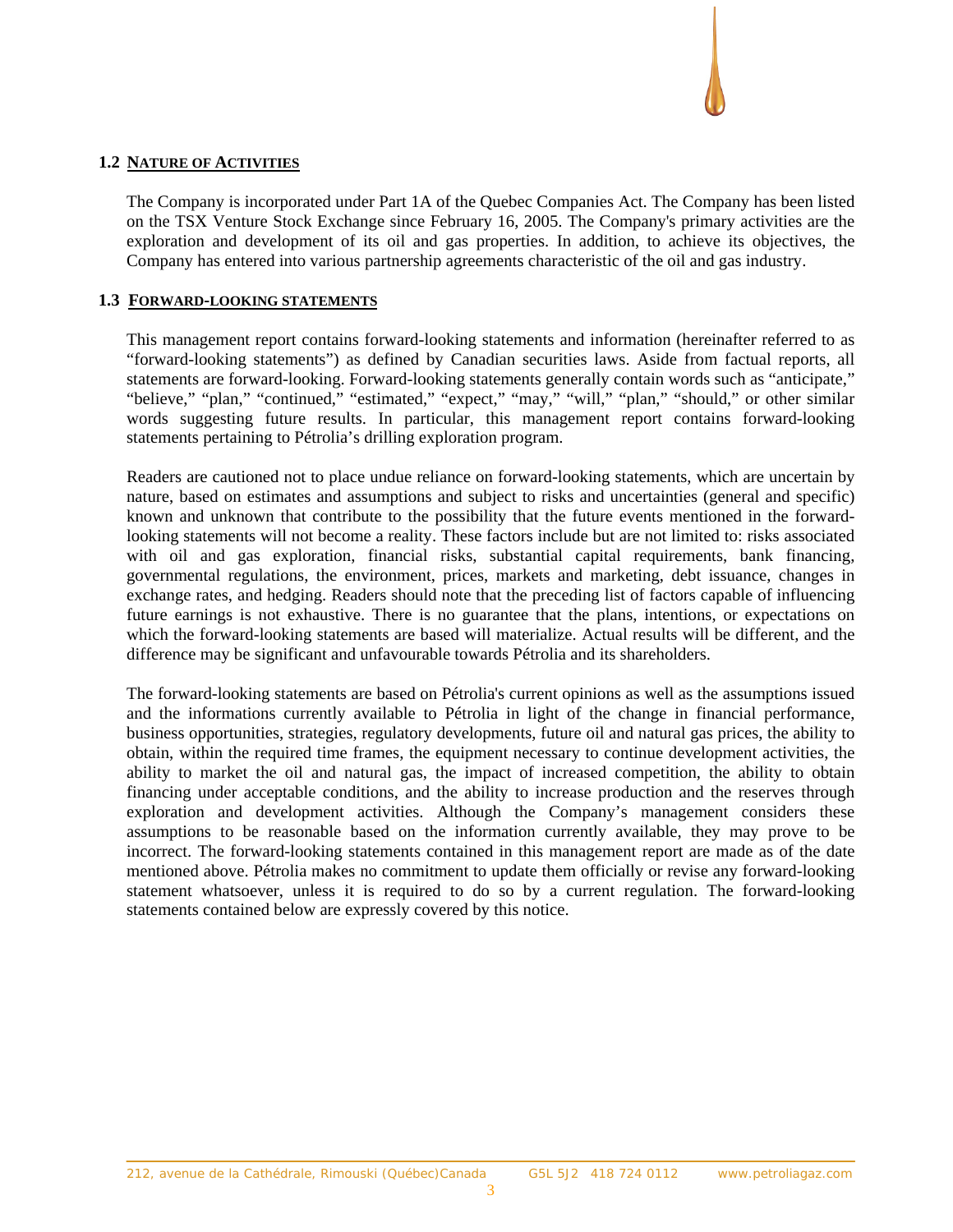## 1.2 NATURE OF ACTIVITIES

The Company is incorporated under Part 1A of the Quebec Companies Act. The Company has been listed on the TSX Venture Stock Exchange since February 16, 2005. The Company's primary activities are the exploration and development of its oil and gas properties. In addition, to achieve its objectives, the Company has entered into various partnership agreements characteristic of the oil and gas industry.

## 1.3 FORWARD-LOOKING STATEMENTS

This management report contains forward-looking statements and information (hereinafter referred to as "forward-looking statements") as defined by Canadian securities laws. Aside from factual reports, all statements are forward-looking. Forward-looking statements generally contain words such as "anticipate," "believe," "plan," "continued," "estimated," "expect," "may," "will," "plan," "should," or other similar words suggesting future results. In particular, this management report contains forward-looking statements pertaining to Pétrolia's drilling exploration program.

Readers are cautioned not to place undue reliance on forward-looking statements, which are uncertain by nature, based on estimates and assumptions and subject to risks and uncertainties (general and specific) known and unknown that contribute to the possibility that the future events mentioned in the forward-looking statements will not become a reality. These factors include but are not limited to: risks associated with oil and gas exploration, financial risks, substantial capital requirements, bank financing, governmental regulations, the environment, prices, markets and marketing, debt issuance, changes in exchange rates, and hedging. Readers should note that the preceding list of factors capable of influencing future earnings is not exhaustive. There is no guarantee that the plans, intentions, or expectations on which the forward-looking statements are based will materialize. Actual results will be different, and the difference may be significant and unfavourable towards Pétrolia and its shareholders.

The forward-looking statements are based on Pétrolia's current opinions as well as the assumptions issued and the informations currently available to Pétrolia in light of the change in financial performance, business opportunities, strategies, regulatory developments, future oil and natural gas prices, the ability to obtain, within the required time frames, the equipment necessary to continue development activities, the ability to market the oil and natural gas, the impact of increased competition, the ability to obtain financing under acceptable conditions, and the ability to increase production and the reserves through exploration and development activities. Although the Company's management considers these assumptions to be reasonable based on the information currently available, they may prove to be incorrect. The forward-looking statements contained in this management report are made as of the date mentioned above. Pétrolia makes no commitment to update them officially or revise any forward-looking statement whatsoever, unless it is required to do so by a current regulation. The forward-looking statements contained below are expressly covered by this notice.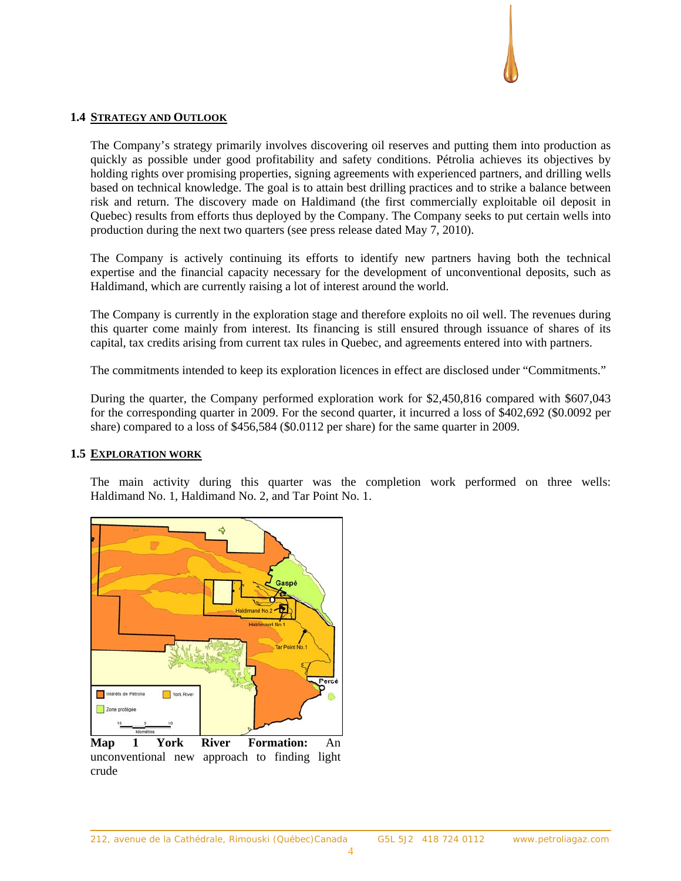## 1.4 STRATEGY AND OUTLOOK

The Company's strategy primarily involves discovering oil reserves and putting them into production as quickly as possible under good profitability and safety conditions. Pétrolia achieves its objectives by holding rights over promising properties, signing agreements with experienced partners, and drilling wells based on technical knowledge. The goal is to attain best drilling practices and to strike a balance between risk and return. The discovery made on Haldimand (the first commercially exploitable oil deposit in Quebec) results from efforts thus deployed by the Company. The Company seeks to put certain wells into production during the next two quarters (see press release dated May 7, 2010).

The Company is actively continuing its efforts to identify new partners having both the technical expertise and the financial capacity necessary for the development of unconventional deposits, such as Haldimand, which are currently raising a lot of interest around the world.

The Company is currently in the exploration stage and therefore exploits no oil well. The revenues during this quarter come mainly from interest. Its financing is still ensured through issuance of shares of its capital, tax credits arising from current tax rules in Quebec, and agreements entered into with partners.

The commitments intended to keep its exploration licences in effect are disclosed under "Commitments."

During the quarter, the Company performed exploration work for $2,450,816 compared with $607,043 for the corresponding quarter in 2009. For the second quarter, it incurred a loss of $402,692 ($0.0092 per share) compared to a loss of $456,584 ($0.0112 per share) for the same quarter in 2009.

## 1.5 EXPLORATION WORK

The main activity during this quarter was the completion work performed on three wells: Haldimand No. 1, Haldimand No. 2, and Tar Point No. 1.

**Map 1 York River Formation:** An unconventional new approach to finding light crude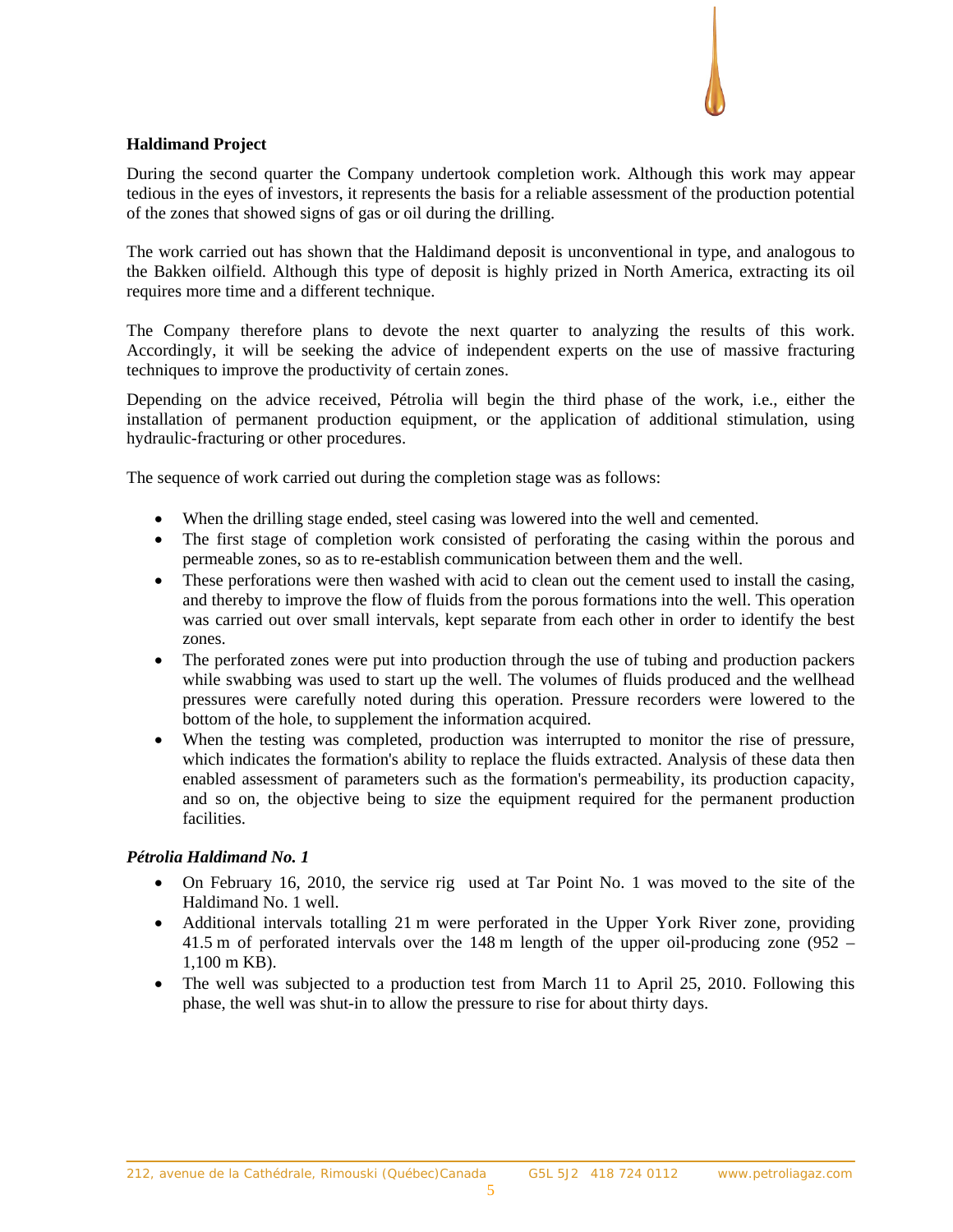## Haldimand Project

During the second quarter the Company undertook completion work. Although this work may appear tedious in the eyes of investors, it represents the basis for a reliable assessment of the production potential of the zones that showed signs of gas or oil during the drilling.

The work carried out has shown that the Haldimand deposit is unconventional in type, and analogous to the Bakken oilfield. Although this type of deposit is highly prized in North America, extracting its oil requires more time and a different technique.

The Company therefore plans to devote the next quarter to analyzing the results of this work. Accordingly, it will be seeking the advice of independent experts on the use of massive fracturing techniques to improve the productivity of certain zones.

Depending on the advice received, Pétrolia will begin the third phase of the work, i.e., either the installation of permanent production equipment, or the application of additional stimulation, using hydraulic-fracturing or other procedures.

The sequence of work carried out during the completion stage was as follows:

- When the drilling stage ended, steel casing was lowered into the well and cemented.
- The first stage of completion work consisted of perforating the casing within the porous and permeable zones, so as to re-establish communication between them and the well.
- These perforations were then washed with acid to clean out the cement used to install the casing, and thereby to improve the flow of fluids from the porous formations into the well. This operation was carried out over small intervals, kept separate from each other in order to identify the best zones.
- The perforated zones were put into production through the use of tubing and production packers while swabbing was used to start up the well. The volumes of fluids produced and the wellhead pressures were carefully noted during this operation. Pressure recorders were lowered to the bottom of the hole, to supplement the information acquired.
- When the testing was completed, production was interrupted to monitor the rise of pressure, which indicates the formation's ability to replace the fluids extracted. Analysis of these data then enabled assessment of parameters such as the formation's permeability, its production capacity, and so on, the objective being to size the equipment required for the permanent production facilities.

### *Pétrolia Haldimand No. 1*

- On February 16, 2010, the service rig used at Tar Point No. 1 was moved to the site of the Haldimand No. 1 well.
- Additional intervals totalling 21 m were perforated in the Upper York River zone, providing 41.5 m of perforated intervals over the 148 m length of the upper oil-producing zone (952 – 1,100 m KB).
- The well was subjected to a production test from March 11 to April 25, 2010. Following this phase, the well was shut-in to allow the pressure to rise for about thirty days.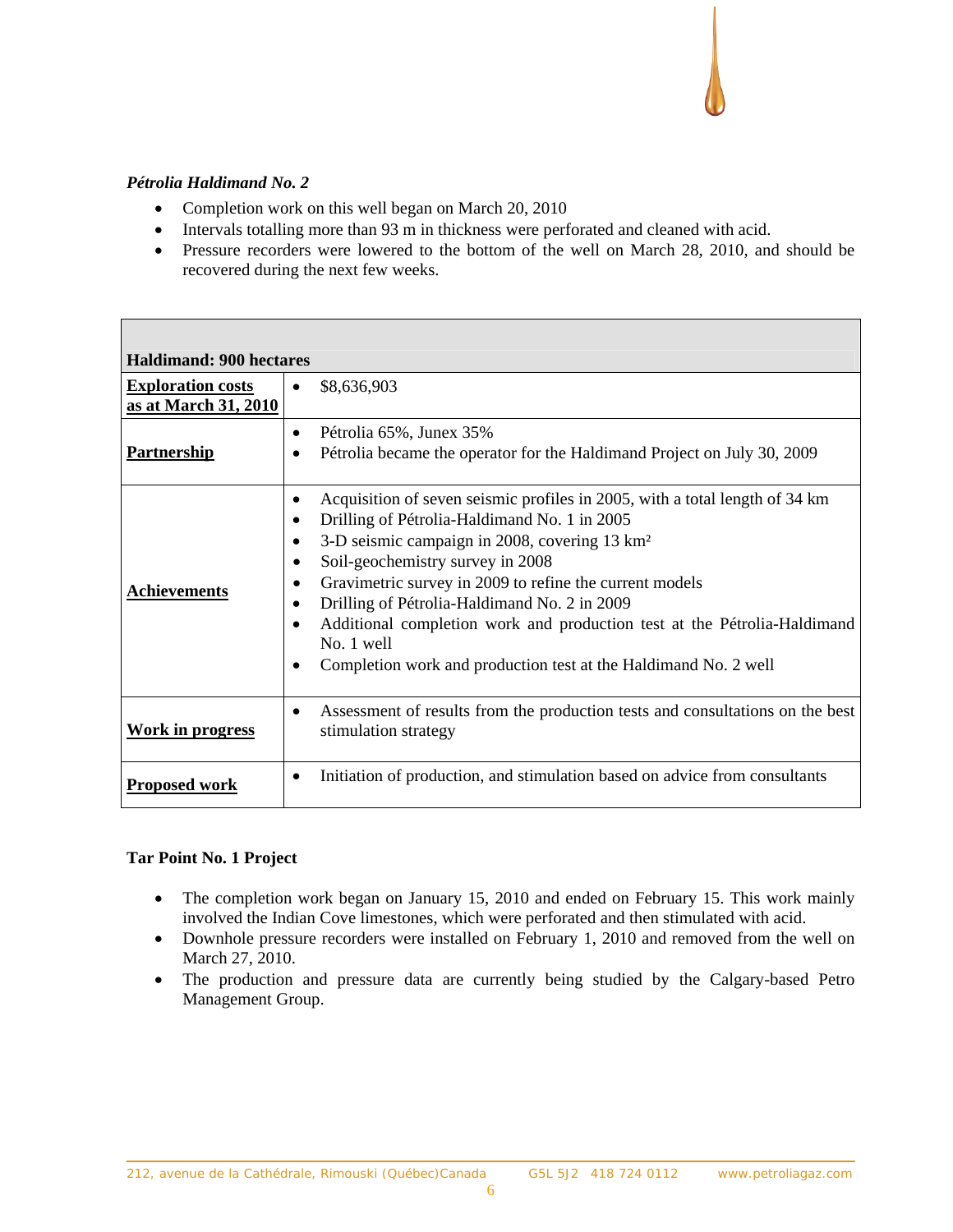### *Pétrolia Haldimand No. 2*

- Completion work on this well began on March 20, 2010
- Intervals totalling more than 93 m in thickness were perforated and cleaned with acid.
- Pressure recorders were lowered to the bottom of the well on March 28, 2010, and should be recovered during the next few weeks.

| **Haldimand: 900 hectares** | |
|---|---|
| **Exploration costs as at March 31, 2010** | • $8,636,903 |
| **Partnership** | • Pétrolia 65%, Junex 35%<br>• Pétrolia became the operator for the Haldimand Project on July 30, 2009 |
| **Achievements** | • Acquisition of seven seismic profiles in 2005, with a total length of 34 km<br>• Drilling of Pétrolia-Haldimand No. 1 in 2005<br>• 3-D seismic campaign in 2008, covering 13 km²<br>• Soil-geochemistry survey in 2008<br>• Gravimetric survey in 2009 to refine the current models<br>• Drilling of Pétrolia-Haldimand No. 2 in 2009<br>• Additional completion work and production test at the Pétrolia-Haldimand No. 1 well<br>• Completion work and production test at the Haldimand No. 2 well |
| **Work in progress** | • Assessment of results from the production tests and consultations on the best stimulation strategy |
| **Proposed work** | • Initiation of production, and stimulation based on advice from consultants |

### Tar Point No. 1 Project

- The completion work began on January 15, 2010 and ended on February 15. This work mainly involved the Indian Cove limestones, which were perforated and then stimulated with acid.
- Downhole pressure recorders were installed on February 1, 2010 and removed from the well on March 27, 2010.
- The production and pressure data are currently being studied by the Calgary-based Petro Management Group.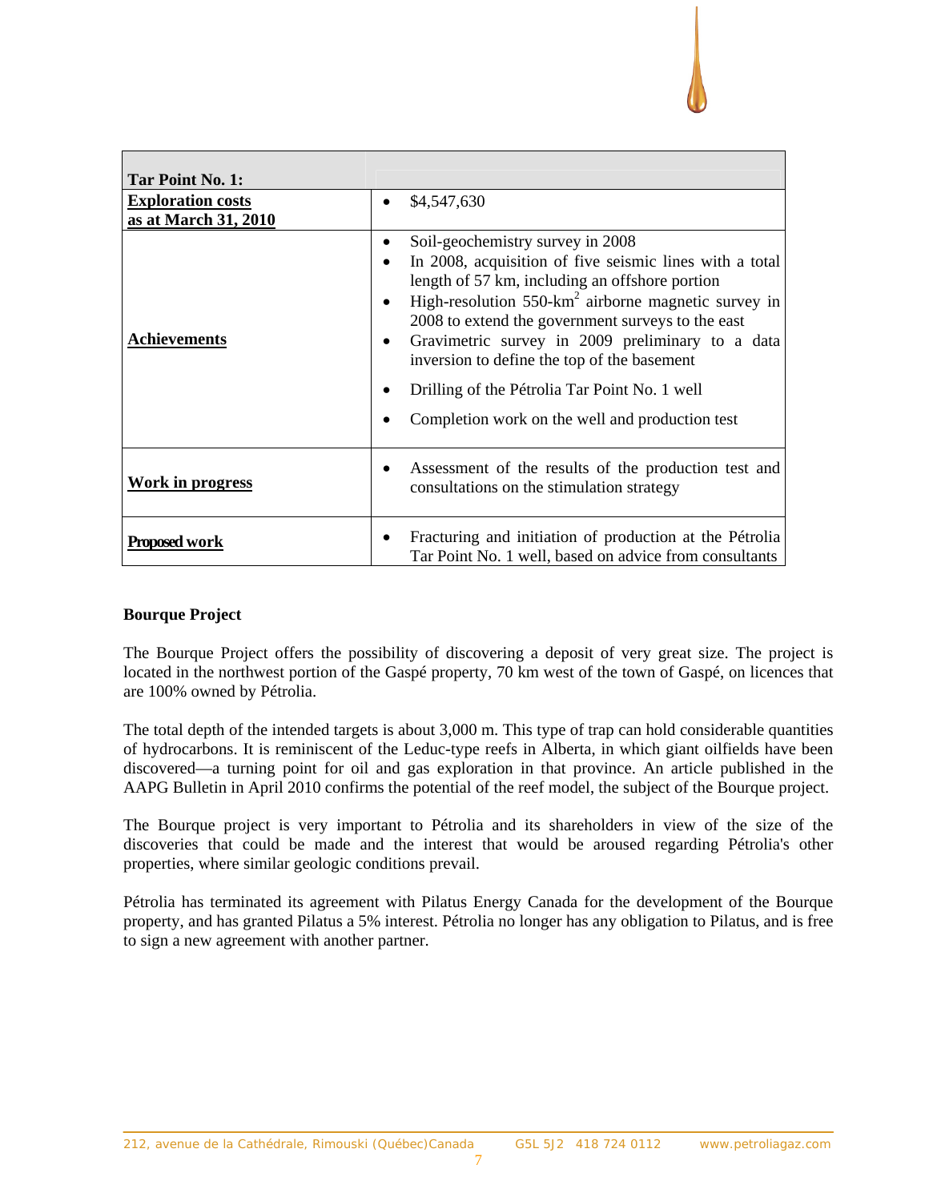| **Tar Point No. 1:** | |
|---|---|
| **Exploration costs as at March 31, 2010** | • $4,547,630 |
| **Achievements** | • Soil-geochemistry survey in 2008<br>• In 2008, acquisition of five seismic lines with a total length of 57 km, including an offshore portion<br>• High-resolution 550-km$^2$ airborne magnetic survey in 2008 to extend the government surveys to the east<br>• Gravimetric survey in 2009 preliminary to a data inversion to define the top of the basement<br>• Drilling of the Pétrolia Tar Point No. 1 well<br>• Completion work on the well and production test |
| **Work in progress** | • Assessment of the results of the production test and consultations on the stimulation strategy |
| **Proposed work** | • Fracturing and initiation of production at the Pétrolia Tar Point No. 1 well, based on advice from consultants |

**Bourque Project**

The Bourque Project offers the possibility of discovering a deposit of very great size. The project is located in the northwest portion of the Gaspé property, 70 km west of the town of Gaspé, on licences that are 100% owned by Pétrolia.

The total depth of the intended targets is about 3,000 m. This type of trap can hold considerable quantities of hydrocarbons. It is reminiscent of the Leduc-type reefs in Alberta, in which giant oilfields have been discovered—a turning point for oil and gas exploration in that province. An article published in the AAPG Bulletin in April 2010 confirms the potential of the reef model, the subject of the Bourque project.

The Bourque project is very important to Pétrolia and its shareholders in view of the size of the discoveries that could be made and the interest that would be aroused regarding Pétrolia's other properties, where similar geologic conditions prevail.

Pétrolia has terminated its agreement with Pilatus Energy Canada for the development of the Bourque property, and has granted Pilatus a 5% interest. Pétrolia no longer has any obligation to Pilatus, and is free to sign a new agreement with another partner.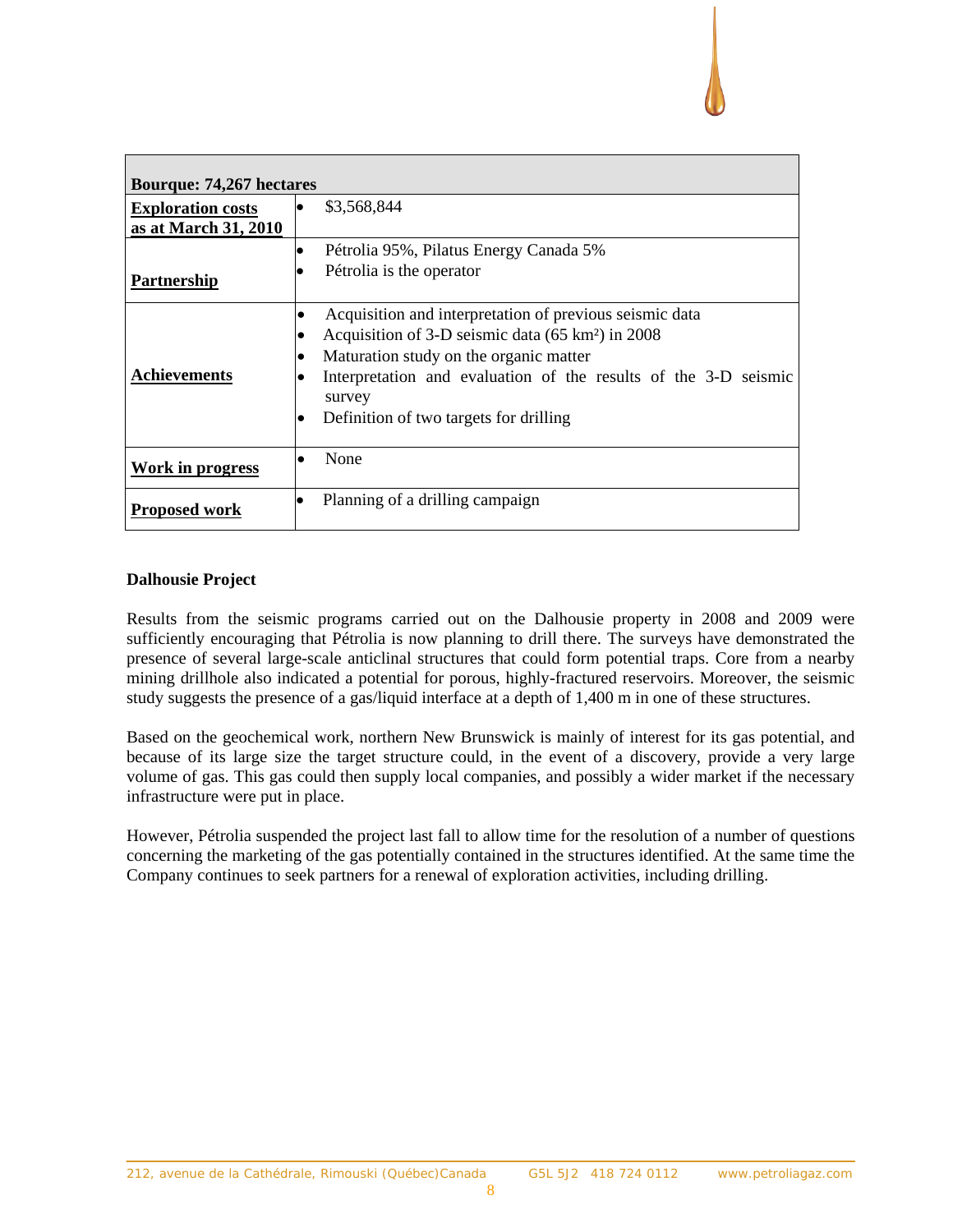| Bourque: 74,267 hectares | |
|---|---|
| **Exploration costs as at March 31, 2010** | • $3,568,844 |
| **Partnership** | • Pétrolia 95%, Pilatus Energy Canada 5%<br>• Pétrolia is the operator |
| **Achievements** | • Acquisition and interpretation of previous seismic data<br>• Acquisition of 3-D seismic data (65 km²) in 2008<br>• Maturation study on the organic matter<br>• Interpretation and evaluation of the results of the 3-D seismic survey<br>• Definition of two targets for drilling |
| **Work in progress** | • None |
| **Proposed work** | • Planning of a drilling campaign |

**Dalhousie Project**

Results from the seismic programs carried out on the Dalhousie property in 2008 and 2009 were sufficiently encouraging that Pétrolia is now planning to drill there. The surveys have demonstrated the presence of several large-scale anticlinal structures that could form potential traps. Core from a nearby mining drillhole also indicated a potential for porous, highly-fractured reservoirs. Moreover, the seismic study suggests the presence of a gas/liquid interface at a depth of 1,400 m in one of these structures.

Based on the geochemical work, northern New Brunswick is mainly of interest for its gas potential, and because of its large size the target structure could, in the event of a discovery, provide a very large volume of gas. This gas could then supply local companies, and possibly a wider market if the necessary infrastructure were put in place.

However, Pétrolia suspended the project last fall to allow time for the resolution of a number of questions concerning the marketing of the gas potentially contained in the structures identified. At the same time the Company continues to seek partners for a renewal of exploration activities, including drilling.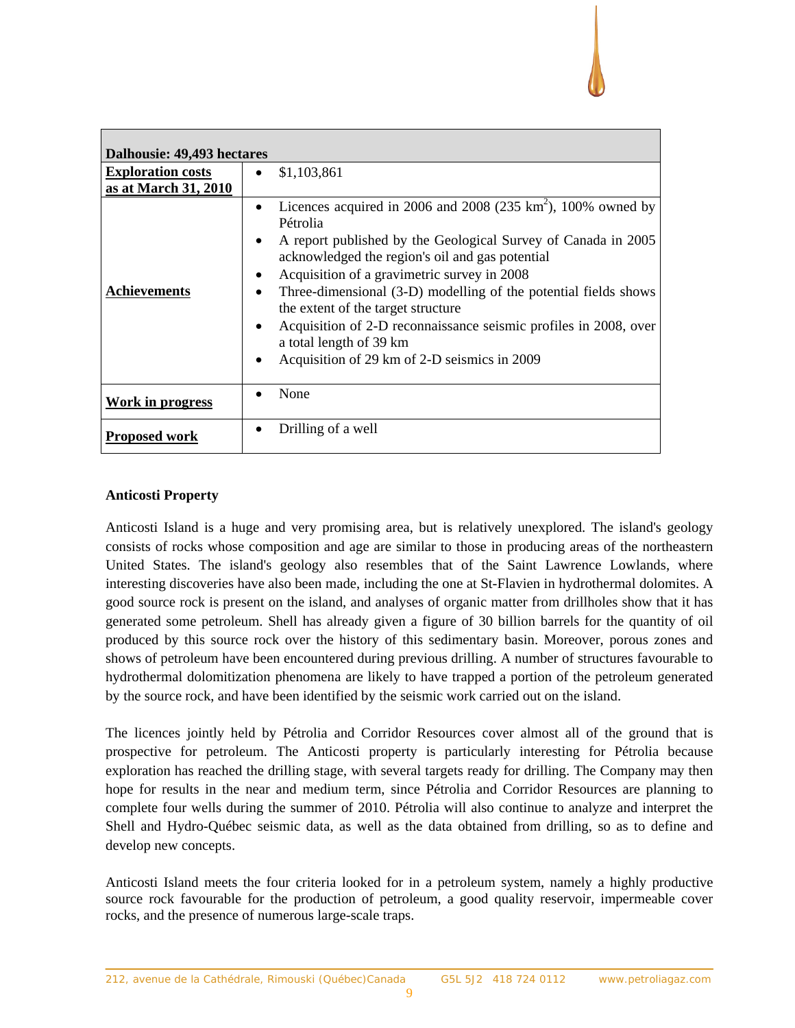| Dalhousie: 49,493 hectares | |
|---|---|
| **Exploration costs as at March 31, 2010** | • $1,103,861 |
| **Achievements** | • Licences acquired in 2006 and 2008 (235 km$^2$), 100% owned by Pétrolia<br>• A report published by the Geological Survey of Canada in 2005 acknowledged the region's oil and gas potential<br>• Acquisition of a gravimetric survey in 2008<br>• Three-dimensional (3-D) modelling of the potential fields shows the extent of the target structure<br>• Acquisition of 2-D reconnaissance seismic profiles in 2008, over a total length of 39 km<br>• Acquisition of 29 km of 2-D seismics in 2009 |
| **Work in progress** | • None |
| **Proposed work** | • Drilling of a well |

**Anticosti Property**

Anticosti Island is a huge and very promising area, but is relatively unexplored. The island's geology consists of rocks whose composition and age are similar to those in producing areas of the northeastern United States. The island's geology also resembles that of the Saint Lawrence Lowlands, where interesting discoveries have also been made, including the one at St-Flavien in hydrothermal dolomites. A good source rock is present on the island, and analyses of organic matter from drillholes show that it has generated some petroleum. Shell has already given a figure of 30 billion barrels for the quantity of oil produced by this source rock over the history of this sedimentary basin. Moreover, porous zones and shows of petroleum have been encountered during previous drilling. A number of structures favourable to hydrothermal dolomitization phenomena are likely to have trapped a portion of the petroleum generated by the source rock, and have been identified by the seismic work carried out on the island.

The licences jointly held by Pétrolia and Corridor Resources cover almost all of the ground that is prospective for petroleum. The Anticosti property is particularly interesting for Pétrolia because exploration has reached the drilling stage, with several targets ready for drilling. The Company may then hope for results in the near and medium term, since Pétrolia and Corridor Resources are planning to complete four wells during the summer of 2010. Pétrolia will also continue to analyze and interpret the Shell and Hydro-Québec seismic data, as well as the data obtained from drilling, so as to define and develop new concepts.

Anticosti Island meets the four criteria looked for in a petroleum system, namely a highly productive source rock favourable for the production of petroleum, a good quality reservoir, impermeable cover rocks, and the presence of numerous large-scale traps.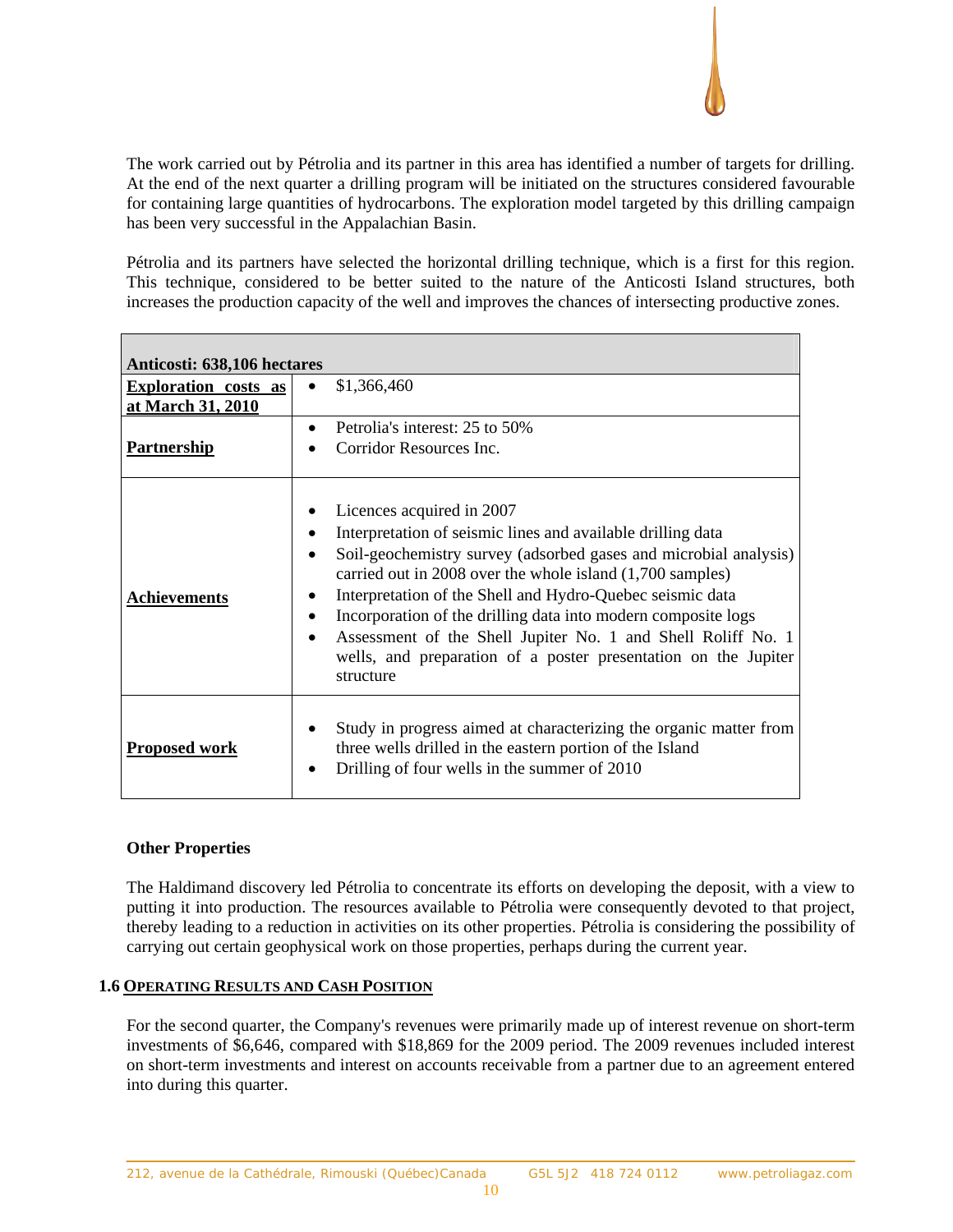The work carried out by Pétrolia and its partner in this area has identified a number of targets for drilling. At the end of the next quarter a drilling program will be initiated on the structures considered favourable for containing large quantities of hydrocarbons. The exploration model targeted by this drilling campaign has been very successful in the Appalachian Basin.

Pétrolia and its partners have selected the horizontal drilling technique, which is a first for this region. This technique, considered to be better suited to the nature of the Anticosti Island structures, both increases the production capacity of the well and improves the chances of intersecting productive zones.

| **Anticosti: 638,106 hectares** | |
|---|---|
| **Exploration costs as at March 31, 2010** | • $1,366,460 |
| **Partnership** | • Petrolia's interest: 25 to 50%<br>• Corridor Resources Inc. |
| **Achievements** | • Licences acquired in 2007<br>• Interpretation of seismic lines and available drilling data<br>• Soil-geochemistry survey (adsorbed gases and microbial analysis) carried out in 2008 over the whole island (1,700 samples)<br>• Interpretation of the Shell and Hydro-Quebec seismic data<br>• Incorporation of the drilling data into modern composite logs<br>• Assessment of the Shell Jupiter No. 1 and Shell Roliff No. 1 wells, and preparation of a poster presentation on the Jupiter structure |
| **Proposed work** | • Study in progress aimed at characterizing the organic matter from three wells drilled in the eastern portion of the Island<br>• Drilling of four wells in the summer of 2010 |

**Other Properties**

The Haldimand discovery led Pétrolia to concentrate its efforts on developing the deposit, with a view to putting it into production. The resources available to Pétrolia were consequently devoted to that project, thereby leading to a reduction in activities on its other properties. Pétrolia is considering the possibility of carrying out certain geophysical work on those properties, perhaps during the current year.

## 1.6 Operating Results and Cash Position

For the second quarter, the Company's revenues were primarily made up of interest revenue on short-term investments of $6,646, compared with $18,869 for the 2009 period. The 2009 revenues included interest on short-term investments and interest on accounts receivable from a partner due to an agreement entered into during this quarter.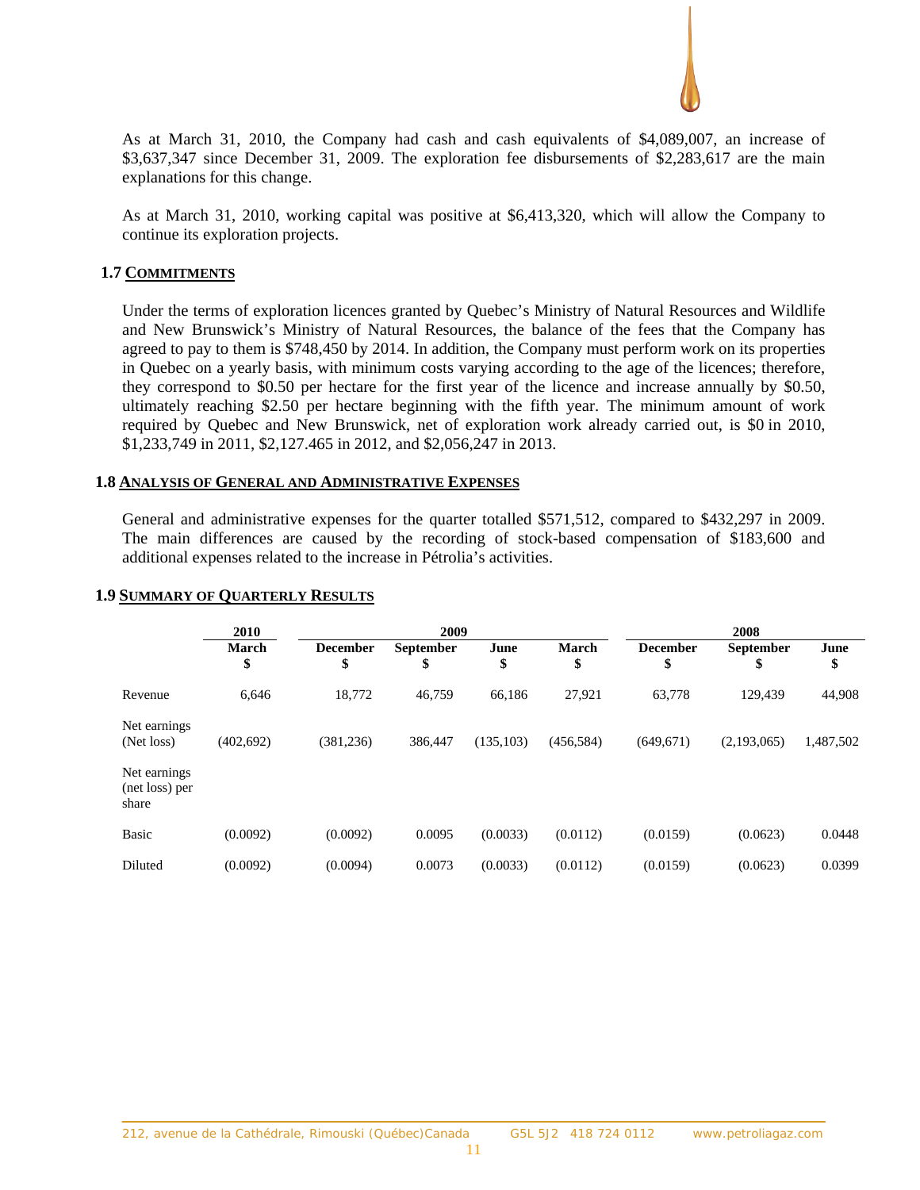As at March 31, 2010, the Company had cash and cash equivalents of $4,089,007, an increase of $3,637,347 since December 31, 2009. The exploration fee disbursements of $2,283,617 are the main explanations for this change.

As at March 31, 2010, working capital was positive at $6,413,320, which will allow the Company to continue its exploration projects.

## 1.7 COMMITMENTS

Under the terms of exploration licences granted by Quebec's Ministry of Natural Resources and Wildlife and New Brunswick's Ministry of Natural Resources, the balance of the fees that the Company has agreed to pay to them is $748,450 by 2014. In addition, the Company must perform work on its properties in Quebec on a yearly basis, with minimum costs varying according to the age of the licences; therefore, they correspond to $0.50 per hectare for the first year of the licence and increase annually by $0.50, ultimately reaching $2.50 per hectare beginning with the fifth year. The minimum amount of work required by Quebec and New Brunswick, net of exploration work already carried out, is $0 in 2010, $1,233,749 in 2011, $2,127.465 in 2012, and $2,056,247 in 2013.

## 1.8 ANALYSIS OF GENERAL AND ADMINISTRATIVE EXPENSES

General and administrative expenses for the quarter totalled $571,512, compared to $432,297 in 2009. The main differences are caused by the recording of stock-based compensation of $183,600 and additional expenses related to the increase in Pétrolia's activities.

## 1.9 SUMMARY OF QUARTERLY RESULTS

| | 2010 | 2009 | | | | 2008 | | |
|---|---|---|---|---|---|---|---|---|
| | March $ | December $ | September $ | June $ | March $ | December $ | September $ | June $ |
| Revenue | 6,646 | 18,772 | 46,759 | 66,186 | 27,921 | 63,778 | 129,439 | 44,908 |
| Net earnings (Net loss) | (402,692) | (381,236) | 386,447 | (135,103) | (456,584) | (649,671) | (2,193,065) | 1,487,502 |
| Net earnings (net loss) per share | | | | | | | | |
| Basic | (0.0092) | (0.0092) | 0.0095 | (0.0033) | (0.0112) | (0.0159) | (0.0623) | 0.0448 |
| Diluted | (0.0092) | (0.0094) | 0.0073 | (0.0033) | (0.0112) | (0.0159) | (0.0623) | 0.0399 |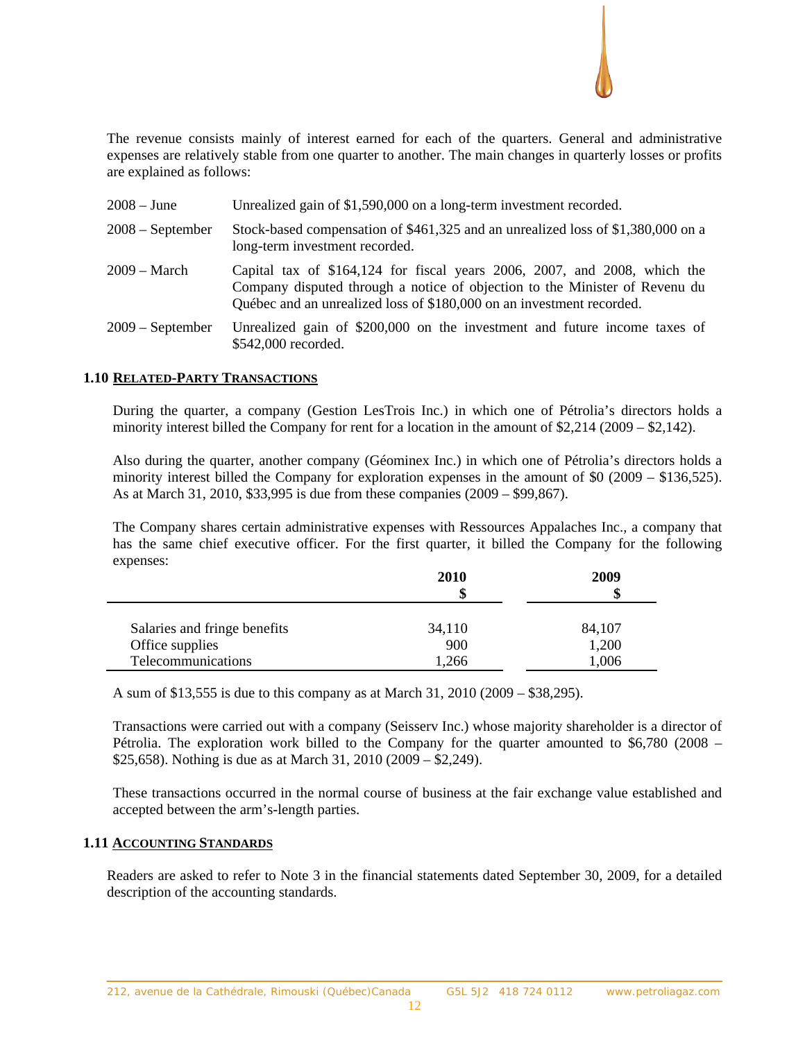The revenue consists mainly of interest earned for each of the quarters. General and administrative expenses are relatively stable from one quarter to another. The main changes in quarterly losses or profits are explained as follows:

| | |
|---|---|
| 2008 – June | Unrealized gain of $1,590,000 on a long-term investment recorded. |
| 2008 – September | Stock-based compensation of $461,325 and an unrealized loss of $1,380,000 on a long-term investment recorded. |
| 2009 – March | Capital tax of $164,124 for fiscal years 2006, 2007, and 2008, which the Company disputed through a notice of objection to the Minister of Revenu du Québec and an unrealized loss of $180,000 on an investment recorded. |
| 2009 – September | Unrealized gain of $200,000 on the investment and future income taxes of $542,000 recorded. |

## 1.10 RELATED-PARTY TRANSACTIONS

During the quarter, a company (Gestion LesTrois Inc.) in which one of Pétrolia's directors holds a minority interest billed the Company for rent for a location in the amount of $2,214 (2009 – $2,142).

Also during the quarter, another company (Géominex Inc.) in which one of Pétrolia's directors holds a minority interest billed the Company for exploration expenses in the amount of $0 (2009 – $136,525). As at March 31, 2010, $33,995 is due from these companies (2009 – $99,867).

The Company shares certain administrative expenses with Ressources Appalaches Inc., a company that has the same chief executive officer. For the first quarter, it billed the Company for the following expenses:

| | 2010<br>$ | 2009<br>$ |
|---|---|---|
| Salaries and fringe benefits | 34,110 | 84,107 |
| Office supplies | 900 | 1,200 |
| Telecommunications | 1,266 | 1,006 |

A sum of $13,555 is due to this company as at March 31, 2010 (2009 – $38,295).

Transactions were carried out with a company (Seisserv Inc.) whose majority shareholder is a director of Pétrolia. The exploration work billed to the Company for the quarter amounted to $6,780 (2008 – $25,658). Nothing is due as at March 31, 2010 (2009 – $2,249).

These transactions occurred in the normal course of business at the fair exchange value established and accepted between the arm's-length parties.

## 1.11 ACCOUNTING STANDARDS

Readers are asked to refer to Note 3 in the financial statements dated September 30, 2009, for a detailed description of the accounting standards.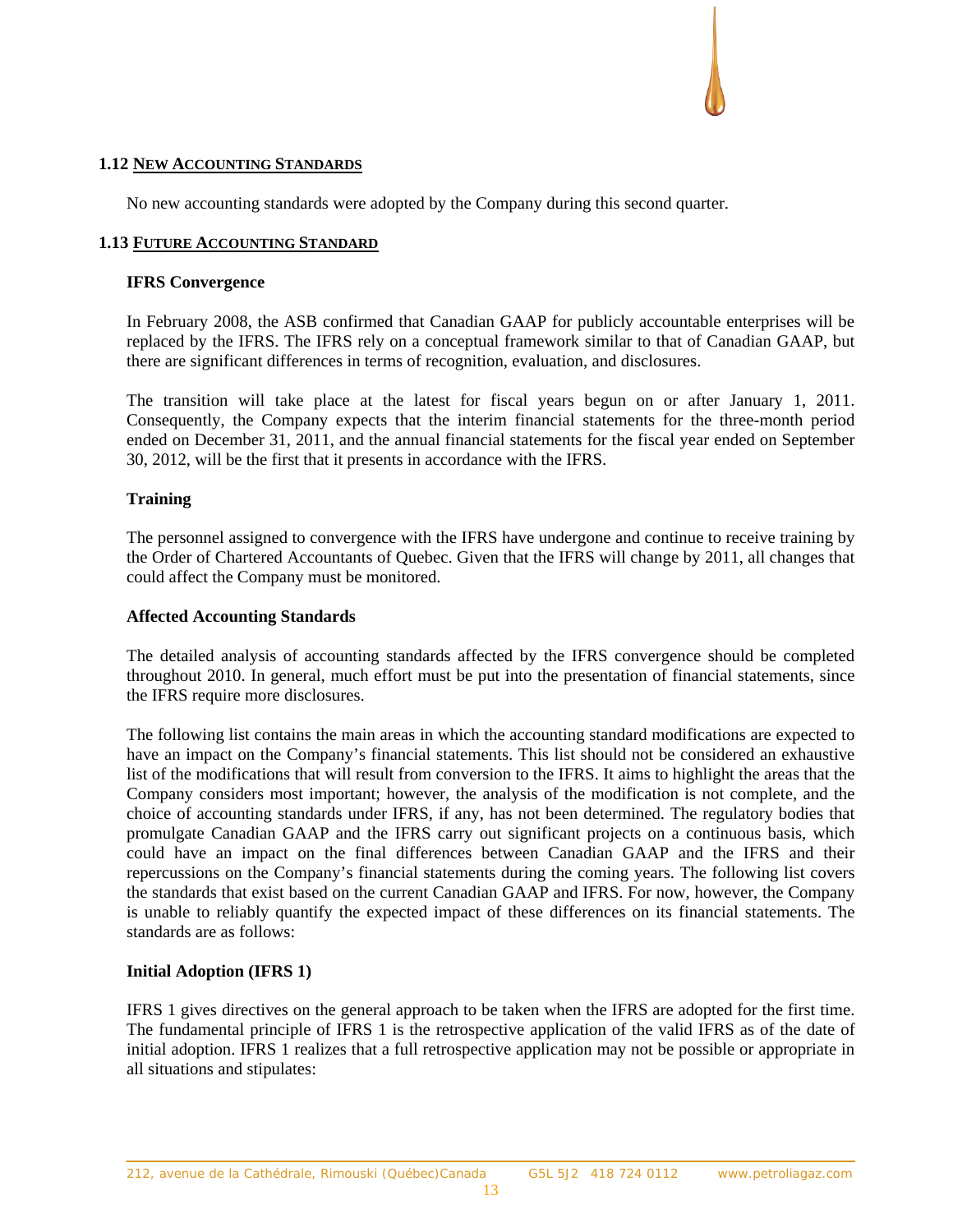## 1.12 NEW ACCOUNTING STANDARDS

No new accounting standards were adopted by the Company during this second quarter.

## 1.13 FUTURE ACCOUNTING STANDARD

### IFRS Convergence

In February 2008, the ASB confirmed that Canadian GAAP for publicly accountable enterprises will be replaced by the IFRS. The IFRS rely on a conceptual framework similar to that of Canadian GAAP, but there are significant differences in terms of recognition, evaluation, and disclosures.

The transition will take place at the latest for fiscal years begun on or after January 1, 2011. Consequently, the Company expects that the interim financial statements for the three-month period ended on December 31, 2011, and the annual financial statements for the fiscal year ended on September 30, 2012, will be the first that it presents in accordance with the IFRS.

### Training

The personnel assigned to convergence with the IFRS have undergone and continue to receive training by the Order of Chartered Accountants of Quebec. Given that the IFRS will change by 2011, all changes that could affect the Company must be monitored.

### Affected Accounting Standards

The detailed analysis of accounting standards affected by the IFRS convergence should be completed throughout 2010. In general, much effort must be put into the presentation of financial statements, since the IFRS require more disclosures.

The following list contains the main areas in which the accounting standard modifications are expected to have an impact on the Company's financial statements. This list should not be considered an exhaustive list of the modifications that will result from conversion to the IFRS. It aims to highlight the areas that the Company considers most important; however, the analysis of the modification is not complete, and the choice of accounting standards under IFRS, if any, has not been determined. The regulatory bodies that promulgate Canadian GAAP and the IFRS carry out significant projects on a continuous basis, which could have an impact on the final differences between Canadian GAAP and the IFRS and their repercussions on the Company's financial statements during the coming years. The following list covers the standards that exist based on the current Canadian GAAP and IFRS. For now, however, the Company is unable to reliably quantify the expected impact of these differences on its financial statements. The standards are as follows:

### Initial Adoption (IFRS 1)

IFRS 1 gives directives on the general approach to be taken when the IFRS are adopted for the first time. The fundamental principle of IFRS 1 is the retrospective application of the valid IFRS as of the date of initial adoption. IFRS 1 realizes that a full retrospective application may not be possible or appropriate in all situations and stipulates: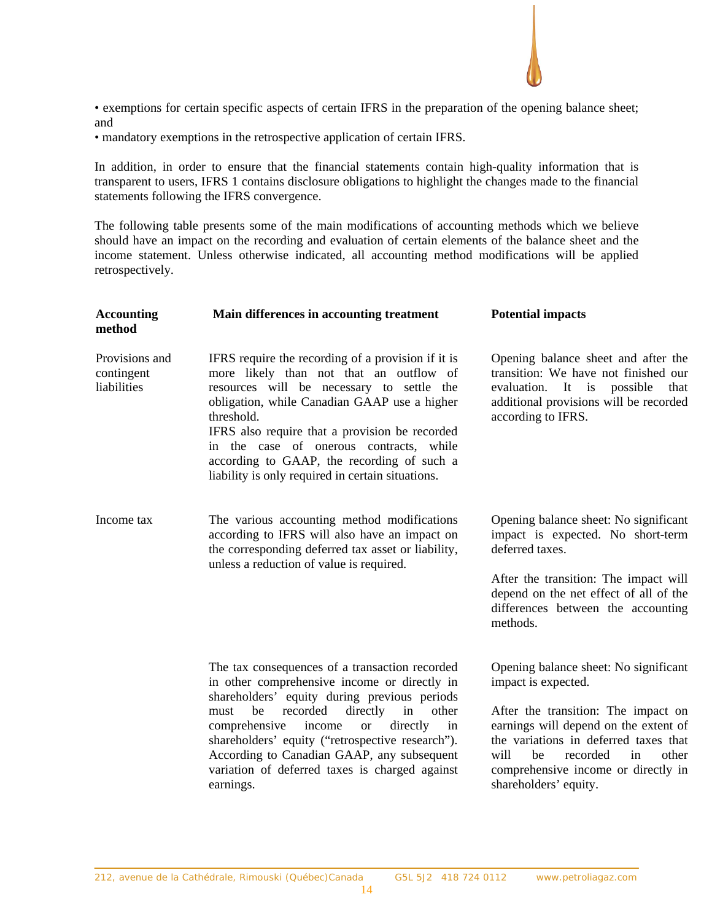• exemptions for certain specific aspects of certain IFRS in the preparation of the opening balance sheet; and
• mandatory exemptions in the retrospective application of certain IFRS.

In addition, in order to ensure that the financial statements contain high-quality information that is transparent to users, IFRS 1 contains disclosure obligations to highlight the changes made to the financial statements following the IFRS convergence.

The following table presents some of the main modifications of accounting methods which we believe should have an impact on the recording and evaluation of certain elements of the balance sheet and the income statement. Unless otherwise indicated, all accounting method modifications will be applied retrospectively.

| Accounting method | Main differences in accounting treatment | Potential impacts |
|---|---|---|
| Provisions and contingent liabilities | IFRS require the recording of a provision if it is more likely than not that an outflow of resources will be necessary to settle the obligation, while Canadian GAAP use a higher threshold.<br>IFRS also require that a provision be recorded in the case of onerous contracts, while according to GAAP, the recording of such a liability is only required in certain situations. | Opening balance sheet and after the transition: We have not finished our evaluation. It is possible that additional provisions will be recorded according to IFRS. |
| Income tax | The various accounting method modifications according to IFRS will also have an impact on the corresponding deferred tax asset or liability, unless a reduction of value is required. | Opening balance sheet: No significant impact is expected. No short-term deferred taxes.<br><br>After the transition: The impact will depend on the net effect of all of the differences between the accounting methods. |
| | The tax consequences of a transaction recorded in other comprehensive income or directly in shareholders' equity during previous periods must be recorded directly in other comprehensive income or directly in shareholders' equity ("retrospective research"). According to Canadian GAAP, any subsequent variation of deferred taxes is charged against earnings. | Opening balance sheet: No significant impact is expected.<br><br>After the transition: The impact on earnings will depend on the extent of the variations in deferred taxes that will be recorded in other comprehensive income or directly in shareholders' equity. |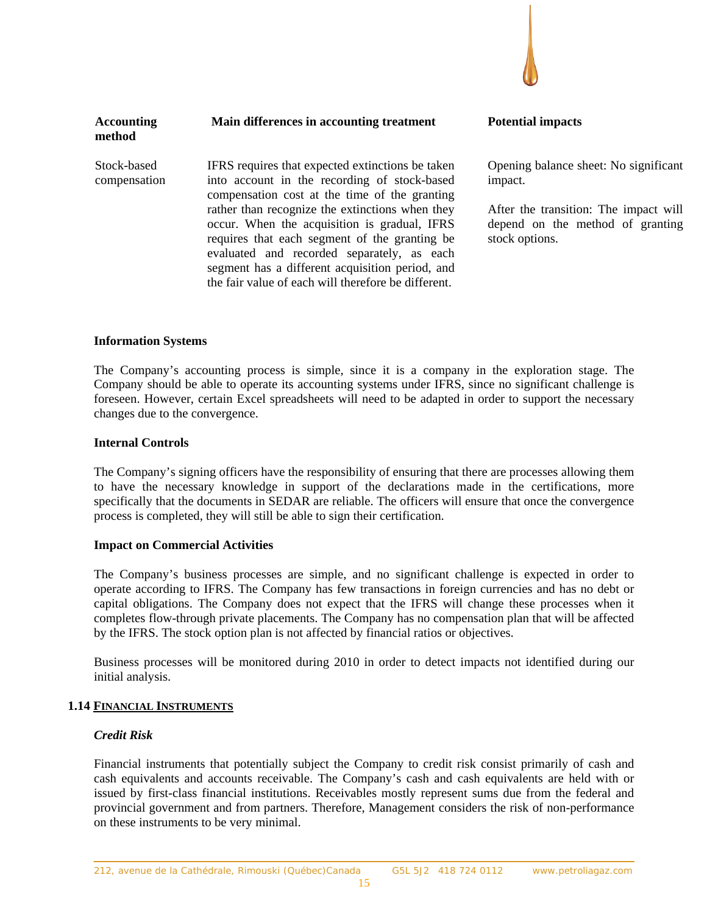| Accounting method | Main differences in accounting treatment | Potential impacts |
| --- | --- | --- |
| Stock-based compensation | IFRS requires that expected extinctions be taken into account in the recording of stock-based compensation cost at the time of the granting rather than recognize the extinctions when they occur. When the acquisition is gradual, IFRS requires that each segment of the granting be evaluated and recorded separately, as each segment has a different acquisition period, and the fair value of each will therefore be different. | Opening balance sheet: No significant impact.<br><br>After the transition: The impact will depend on the method of granting stock options. |

**Information Systems**

The Company's accounting process is simple, since it is a company in the exploration stage. The Company should be able to operate its accounting systems under IFRS, since no significant challenge is foreseen. However, certain Excel spreadsheets will need to be adapted in order to support the necessary changes due to the convergence.

**Internal Controls**

The Company's signing officers have the responsibility of ensuring that there are processes allowing them to have the necessary knowledge in support of the declarations made in the certifications, more specifically that the documents in SEDAR are reliable. The officers will ensure that once the convergence process is completed, they will still be able to sign their certification.

**Impact on Commercial Activities**

The Company's business processes are simple, and no significant challenge is expected in order to operate according to IFRS. The Company has few transactions in foreign currencies and has no debt or capital obligations. The Company does not expect that the IFRS will change these processes when it completes flow-through private placements. The Company has no compensation plan that will be affected by the IFRS. The stock option plan is not affected by financial ratios or objectives.

Business processes will be monitored during 2010 in order to detect impacts not identified during our initial analysis.

## 1.14 FINANCIAL INSTRUMENTS

***Credit Risk***

Financial instruments that potentially subject the Company to credit risk consist primarily of cash and cash equivalents and accounts receivable. The Company's cash and cash equivalents are held with or issued by first-class financial institutions. Receivables mostly represent sums due from the federal and provincial government and from partners. Therefore, Management considers the risk of non-performance on these instruments to be very minimal.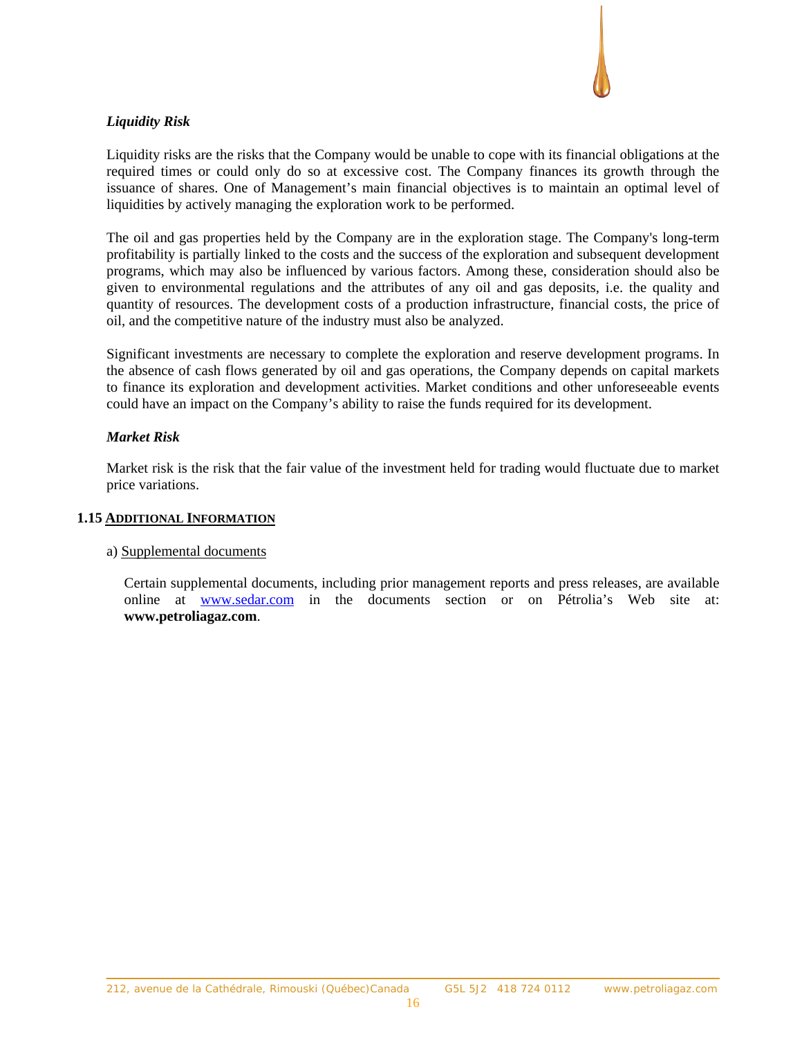***Liquidity Risk***

Liquidity risks are the risks that the Company would be unable to cope with its financial obligations at the required times or could only do so at excessive cost. The Company finances its growth through the issuance of shares. One of Management's main financial objectives is to maintain an optimal level of liquidities by actively managing the exploration work to be performed.

The oil and gas properties held by the Company are in the exploration stage. The Company's long-term profitability is partially linked to the costs and the success of the exploration and subsequent development programs, which may also be influenced by various factors. Among these, consideration should also be given to environmental regulations and the attributes of any oil and gas deposits, i.e. the quality and quantity of resources. The development costs of a production infrastructure, financial costs, the price of oil, and the competitive nature of the industry must also be analyzed.

Significant investments are necessary to complete the exploration and reserve development programs. In the absence of cash flows generated by oil and gas operations, the Company depends on capital markets to finance its exploration and development activities. Market conditions and other unforeseeable events could have an impact on the Company's ability to raise the funds required for its development.

***Market Risk***

Market risk is the risk that the fair value of the investment held for trading would fluctuate due to market price variations.

## 1.15 ADDITIONAL INFORMATION

a) Supplemental documents

Certain supplemental documents, including prior management reports and press releases, are available online at www.sedar.com in the documents section or on Pétrolia's Web site at: **www.petroliagaz.com**.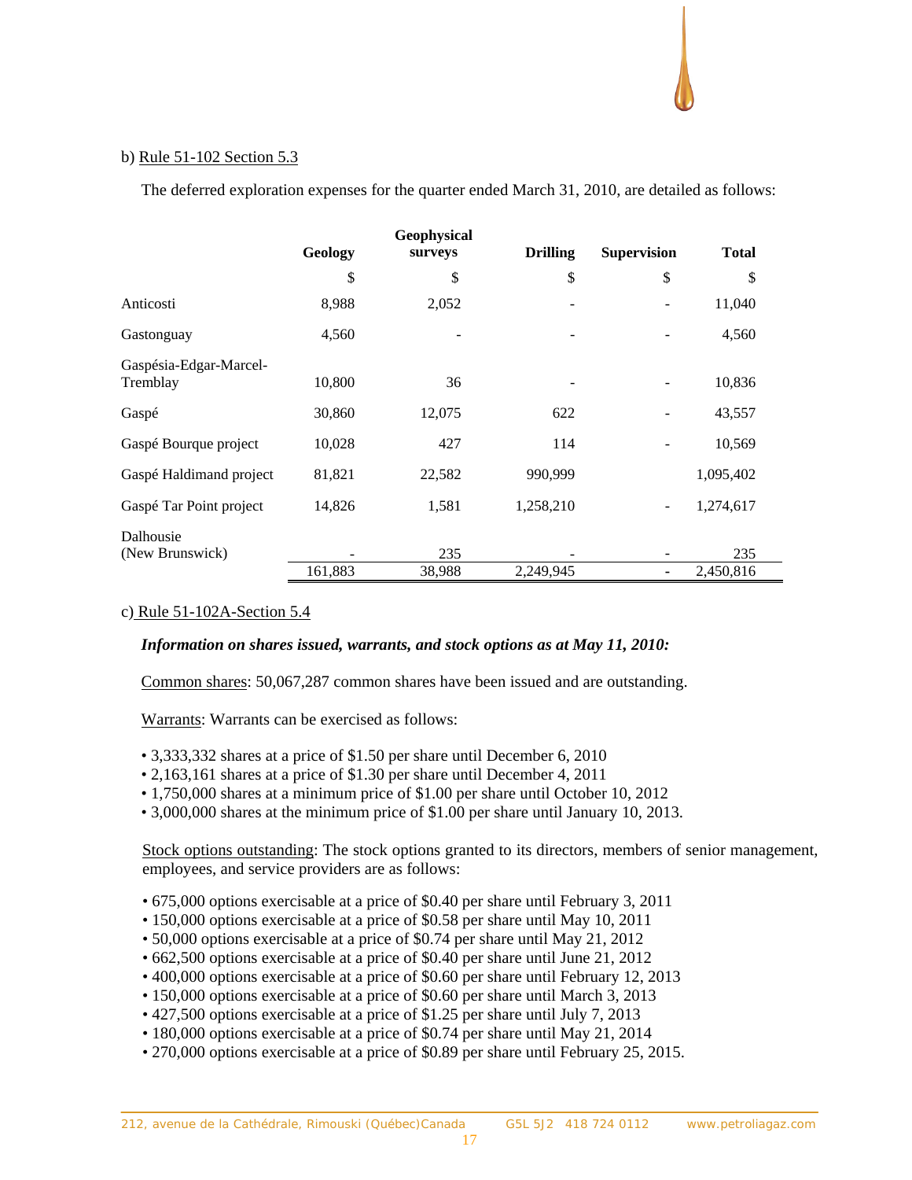b) Rule 51-102 Section 5.3

The deferred exploration expenses for the quarter ended March 31, 2010, are detailed as follows:

| | Geology | Geophysical surveys | Drilling | Supervision | Total |
|---|---|---|---|---|---|
| | $ | $ | $ | $ | $ |
| Anticosti | 8,988 | 2,052 | - | - | 11,040 |
| Gastonguay | 4,560 | - | - | - | 4,560 |
| Gaspésia-Edgar-Marcel-Tremblay | 10,800 | 36 | - | - | 10,836 |
| Gaspé | 30,860 | 12,075 | 622 | - | 43,557 |
| Gaspé Bourque project | 10,028 | 427 | 114 | - | 10,569 |
| Gaspé Haldimand project | 81,821 | 22,582 | 990,999 | | 1,095,402 |
| Gaspé Tar Point project | 14,826 | 1,581 | 1,258,210 | - | 1,274,617 |
| Dalhousie (New Brunswick) | - | 235 | - | - | 235 |
| | 161,883 | 38,988 | 2,249,945 | - | 2,450,816 |

c) Rule 51-102A-Section 5.4

***Information on shares issued, warrants, and stock options as at May 11, 2010:***

Common shares: 50,067,287 common shares have been issued and are outstanding.

Warrants: Warrants can be exercised as follows:

- 3,333,332 shares at a price of $1.50 per share until December 6, 2010
- 2,163,161 shares at a price of $1.30 per share until December 4, 2011
- 1,750,000 shares at a minimum price of $1.00 per share until October 10, 2012
- 3,000,000 shares at the minimum price of $1.00 per share until January 10, 2013.

Stock options outstanding: The stock options granted to its directors, members of senior management, employees, and service providers are as follows:

- 675,000 options exercisable at a price of $0.40 per share until February 3, 2011
- 150,000 options exercisable at a price of $0.58 per share until May 10, 2011
- 50,000 options exercisable at a price of $0.74 per share until May 21, 2012
- 662,500 options exercisable at a price of $0.40 per share until June 21, 2012
- 400,000 options exercisable at a price of $0.60 per share until February 12, 2013
- 150,000 options exercisable at a price of $0.60 per share until March 3, 2013
- 427,500 options exercisable at a price of $1.25 per share until July 7, 2013
- 180,000 options exercisable at a price of $0.74 per share until May 21, 2014
- 270,000 options exercisable at a price of $0.89 per share until February 25, 2015.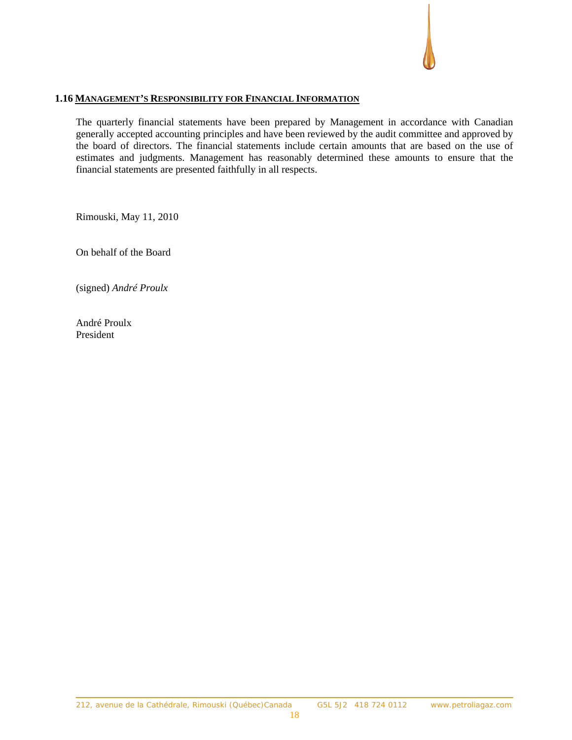## 1.16 MANAGEMENT'S RESPONSIBILITY FOR FINANCIAL INFORMATION

The quarterly financial statements have been prepared by Management in accordance with Canadian generally accepted accounting principles and have been reviewed by the audit committee and approved by the board of directors. The financial statements include certain amounts that are based on the use of estimates and judgments. Management has reasonably determined these amounts to ensure that the financial statements are presented faithfully in all respects.

Rimouski, May 11, 2010

On behalf of the Board

(signed) *André Proulx*

André Proulx
President